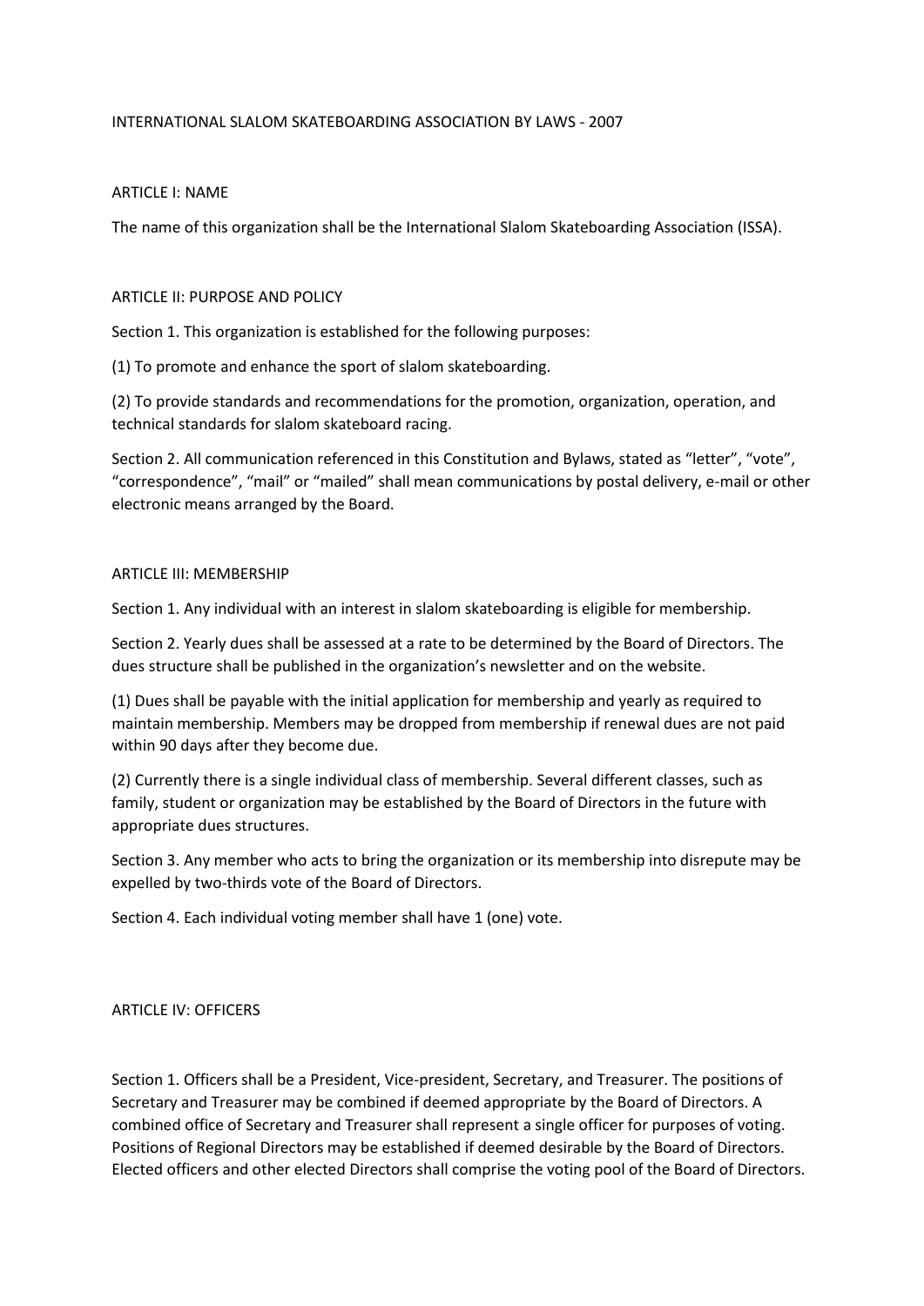# INTERNATIONAL SLALOM SKATEBOARDING ASSOCIATION BY LAWS - 2007

## ARTICLE I: NAME

The name of this organization shall be the International Slalom Skateboarding Association (ISSA).

## ARTICLE II: PURPOSE AND POLICY

Section 1. This organization is established for the following purposes:

(1) To promote and enhance the sport of slalom skateboarding.

(2) To provide standards and recommendations for the promotion, organization, operation, and technical standards for slalom skateboard racing.

Section 2. All communication referenced in this Constitution and Bylaws, stated as "letter", "vote", "correspondence", "mail" or "mailed" shall mean communications by postal delivery, e-mail or other electronic means arranged by the Board.

## ARTICLE III: MEMBERSHIP

Section 1. Any individual with an interest in slalom skateboarding is eligible for membership.

Section 2. Yearly dues shall be assessed at a rate to be determined by the Board of Directors. The dues structure shall be published in the organization's newsletter and on the website.

(1) Dues shall be payable with the initial application for membership and yearly as required to maintain membership. Members may be dropped from membership if renewal dues are not paid within 90 days after they become due.

(2) Currently there is a single individual class of membership. Several different classes, such as family, student or organization may be established by the Board of Directors in the future with appropriate dues structures.

Section 3. Any member who acts to bring the organization or its membership into disrepute may be expelled by two-thirds vote of the Board of Directors.

Section 4. Each individual voting member shall have 1 (one) vote.

## ARTICLE IV: OFFICERS

Section 1. Officers shall be a President, Vice-president, Secretary, and Treasurer. The positions of Secretary and Treasurer may be combined if deemed appropriate by the Board of Directors. A combined office of Secretary and Treasurer shall represent a single officer for purposes of voting. Positions of Regional Directors may be established if deemed desirable by the Board of Directors. Elected officers and other elected Directors shall comprise the voting pool of the Board of Directors.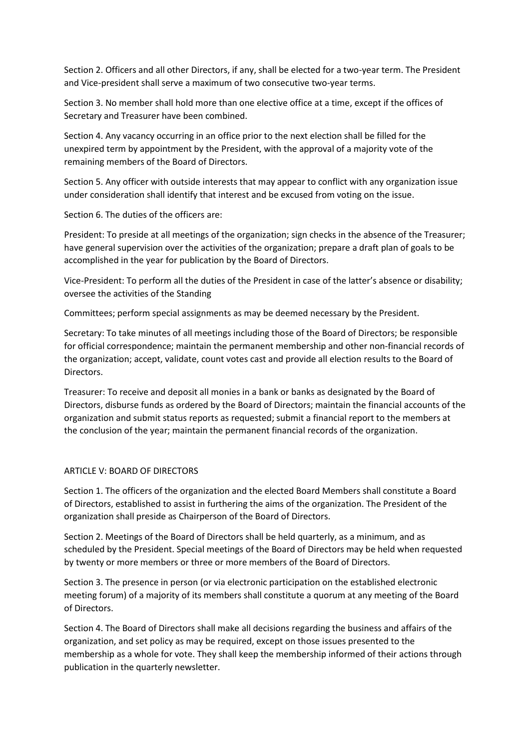Section 2. Officers and all other Directors, if any, shall be elected for a two-year term. The President and Vice-president shall serve a maximum of two consecutive two-year terms.

Section 3. No member shall hold more than one elective office at a time, except if the offices of Secretary and Treasurer have been combined.

Section 4. Any vacancy occurring in an office prior to the next election shall be filled for the unexpired term by appointment by the President, with the approval of a majority vote of the remaining members of the Board of Directors.

Section 5. Any officer with outside interests that may appear to conflict with any organization issue under consideration shall identify that interest and be excused from voting on the issue.

Section 6. The duties of the officers are:

President: To preside at all meetings of the organization; sign checks in the absence of the Treasurer; have general supervision over the activities of the organization; prepare a draft plan of goals to be accomplished in the year for publication by the Board of Directors.

Vice-President: To perform all the duties of the President in case of the latter's absence or disability; oversee the activities of the Standing

Committees; perform special assignments as may be deemed necessary by the President.

Secretary: To take minutes of all meetings including those of the Board of Directors; be responsible for official correspondence; maintain the permanent membership and other non-financial records of the organization; accept, validate, count votes cast and provide all election results to the Board of Directors.

Treasurer: To receive and deposit all monies in a bank or banks as designated by the Board of Directors, disburse funds as ordered by the Board of Directors; maintain the financial accounts of the organization and submit status reports as requested; submit a financial report to the members at the conclusion of the year; maintain the permanent financial records of the organization.

## ARTICLE V: BOARD OF DIRECTORS

Section 1. The officers of the organization and the elected Board Members shall constitute a Board of Directors, established to assist in furthering the aims of the organization. The President of the organization shall preside as Chairperson of the Board of Directors.

Section 2. Meetings of the Board of Directors shall be held quarterly, as a minimum, and as scheduled by the President. Special meetings of the Board of Directors may be held when requested by twenty or more members or three or more members of the Board of Directors.

Section 3. The presence in person (or via electronic participation on the established electronic meeting forum) of a majority of its members shall constitute a quorum at any meeting of the Board of Directors.

Section 4. The Board of Directors shall make all decisions regarding the business and affairs of the organization, and set policy as may be required, except on those issues presented to the membership as a whole for vote. They shall keep the membership informed of their actions through publication in the quarterly newsletter.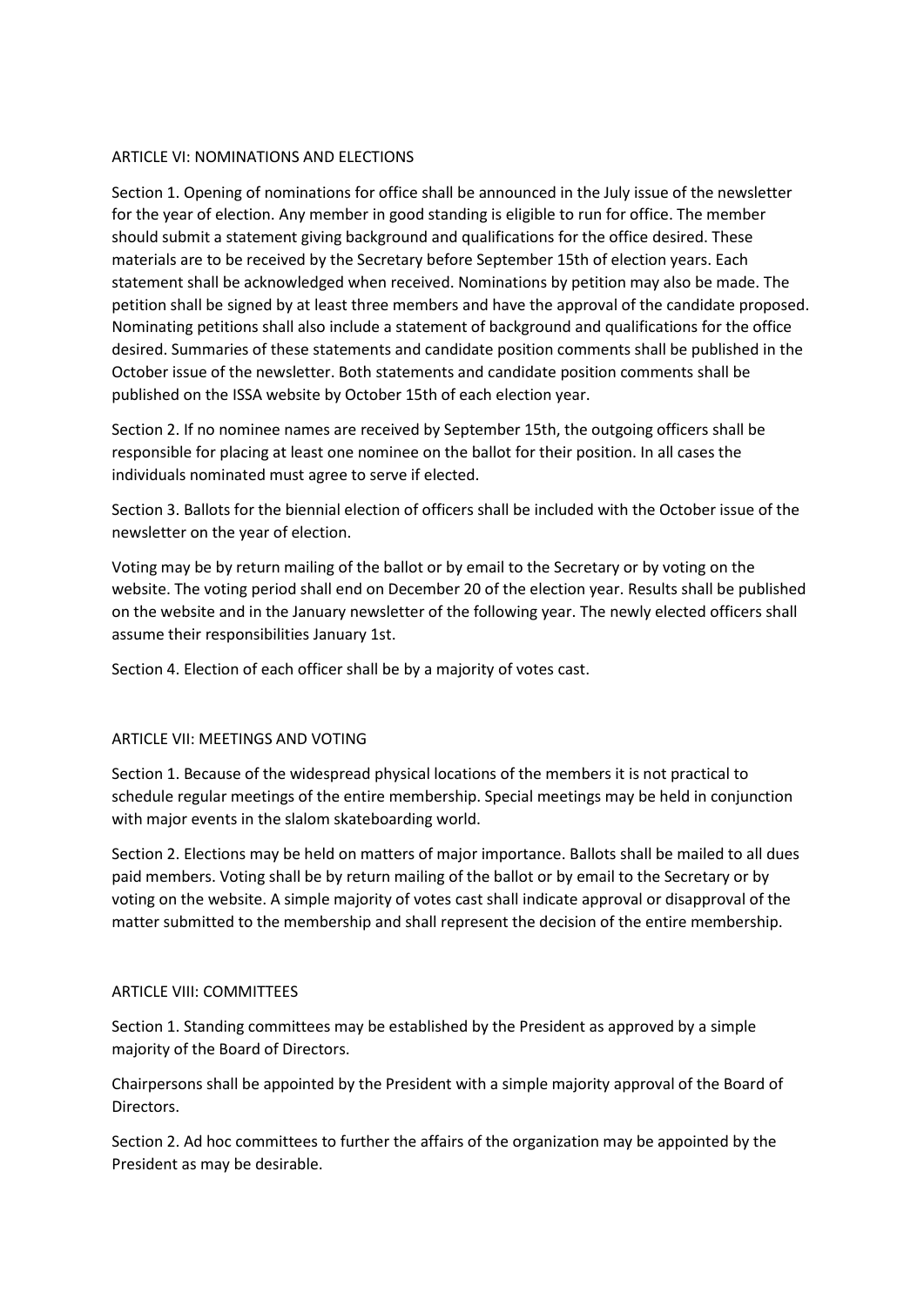## ARTICLE VI: NOMINATIONS AND ELECTIONS

Section 1. Opening of nominations for office shall be announced in the July issue of the newsletter for the year of election. Any member in good standing is eligible to run for office. The member should submit a statement giving background and qualifications for the office desired. These materials are to be received by the Secretary before September 15th of election years. Each statement shall be acknowledged when received. Nominations by petition may also be made. The petition shall be signed by at least three members and have the approval of the candidate proposed. Nominating petitions shall also include a statement of background and qualifications for the office desired. Summaries of these statements and candidate position comments shall be published in the October issue of the newsletter. Both statements and candidate position comments shall be published on the ISSA website by October 15th of each election year.

Section 2. If no nominee names are received by September 15th, the outgoing officers shall be responsible for placing at least one nominee on the ballot for their position. In all cases the individuals nominated must agree to serve if elected.

Section 3. Ballots for the biennial election of officers shall be included with the October issue of the newsletter on the year of election.

Voting may be by return mailing of the ballot or by email to the Secretary or by voting on the website. The voting period shall end on December 20 of the election year. Results shall be published on the website and in the January newsletter of the following year. The newly elected officers shall assume their responsibilities January 1st.

Section 4. Election of each officer shall be by a majority of votes cast.

## ARTICLE VII: MEETINGS AND VOTING

Section 1. Because of the widespread physical locations of the members it is not practical to schedule regular meetings of the entire membership. Special meetings may be held in conjunction with major events in the slalom skateboarding world.

Section 2. Elections may be held on matters of major importance. Ballots shall be mailed to all dues paid members. Voting shall be by return mailing of the ballot or by email to the Secretary or by voting on the website. A simple majority of votes cast shall indicate approval or disapproval of the matter submitted to the membership and shall represent the decision of the entire membership.

## ARTICLE VIII: COMMITTEES

Section 1. Standing committees may be established by the President as approved by a simple majority of the Board of Directors.

Chairpersons shall be appointed by the President with a simple majority approval of the Board of Directors.

Section 2. Ad hoc committees to further the affairs of the organization may be appointed by the President as may be desirable.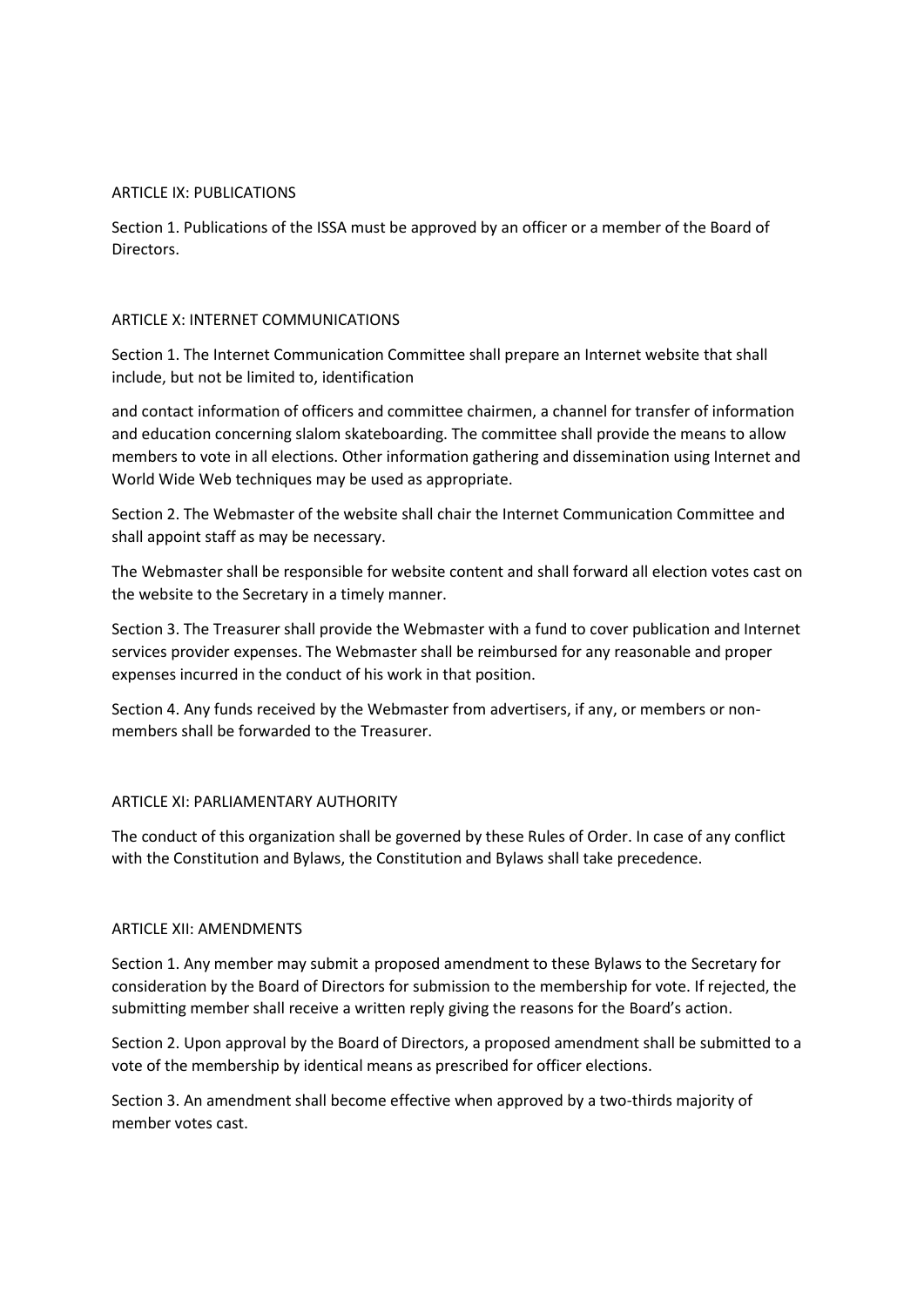## ARTICLE IX: PUBLICATIONS

Section 1. Publications of the ISSA must be approved by an officer or a member of the Board of Directors.

## ARTICLE X: INTERNET COMMUNICATIONS

Section 1. The Internet Communication Committee shall prepare an Internet website that shall include, but not be limited to, identification and contact information of officers and committee chairmen, a channel for transfer of information and education concerning slalom skateboarding. The committee shall provide the means to allow members to vote in all elections. Other information gathering and dissemination using Internet and World Wide Web techniques may be used as appropriate.

Section 2. The Webmaster of the website shall chair the Internet Communication Committee and shall appoint staff as may be necessary.

The Webmaster shall be responsible for website content and shall forward all election votes cast on the website to the Secretary in a timely manner.

Section 3. The Treasurer shall provide the Webmaster with a fund to cover publication and Internet services provider expenses. The Webmaster shall be reimbursed for any reasonable and proper expenses incurred in the conduct of his work in that position.

Section 4. Any funds received by the Webmaster from advertisers, if any, or members or non-members shall be forwarded to the Treasurer.

## ARTICLE XI: PARLIAMENTARY AUTHORITY

The conduct of this organization shall be governed by these Rules of Order. In case of any conflict with the Constitution and Bylaws, the Constitution and Bylaws shall take precedence.

## ARTICLE XII: AMENDMENTS

Section 1. Any member may submit a proposed amendment to these Bylaws to the Secretary for consideration by the Board of Directors for submission to the membership for vote. If rejected, the submitting member shall receive a written reply giving the reasons for the Board's action.

Section 2. Upon approval by the Board of Directors, a proposed amendment shall be submitted to a vote of the membership by identical means as prescribed for officer elections.

Section 3. An amendment shall become effective when approved by a two-thirds majority of member votes cast.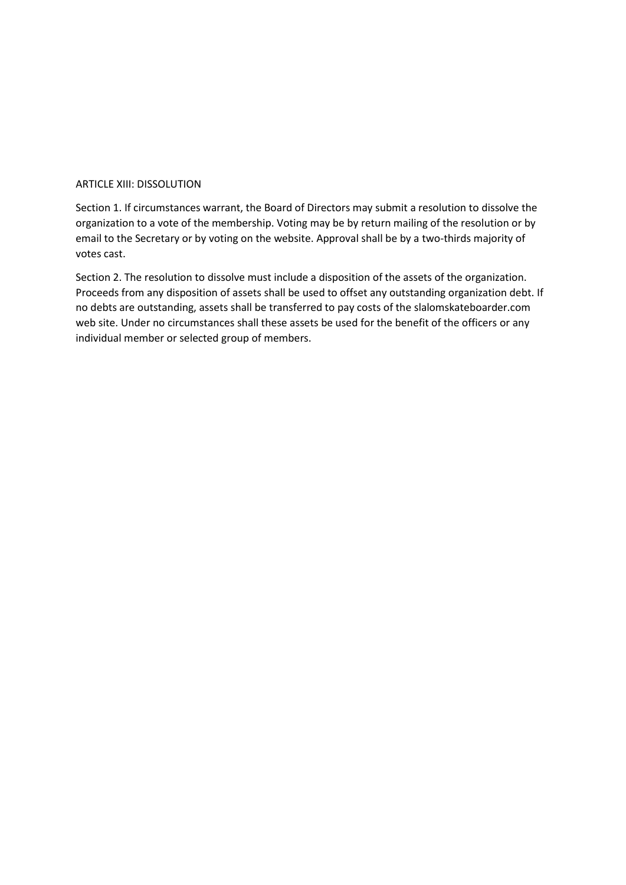## ARTICLE XIII: DISSOLUTION

Section 1. If circumstances warrant, the Board of Directors may submit a resolution to dissolve the organization to a vote of the membership. Voting may be by return mailing of the resolution or by email to the Secretary or by voting on the website. Approval shall be by a two-thirds majority of votes cast.

Section 2. The resolution to dissolve must include a disposition of the assets of the organization. Proceeds from any disposition of assets shall be used to offset any outstanding organization debt. If no debts are outstanding, assets shall be transferred to pay costs of the slalomskateboarder.com web site. Under no circumstances shall these assets be used for the benefit of the officers or any individual member or selected group of members.